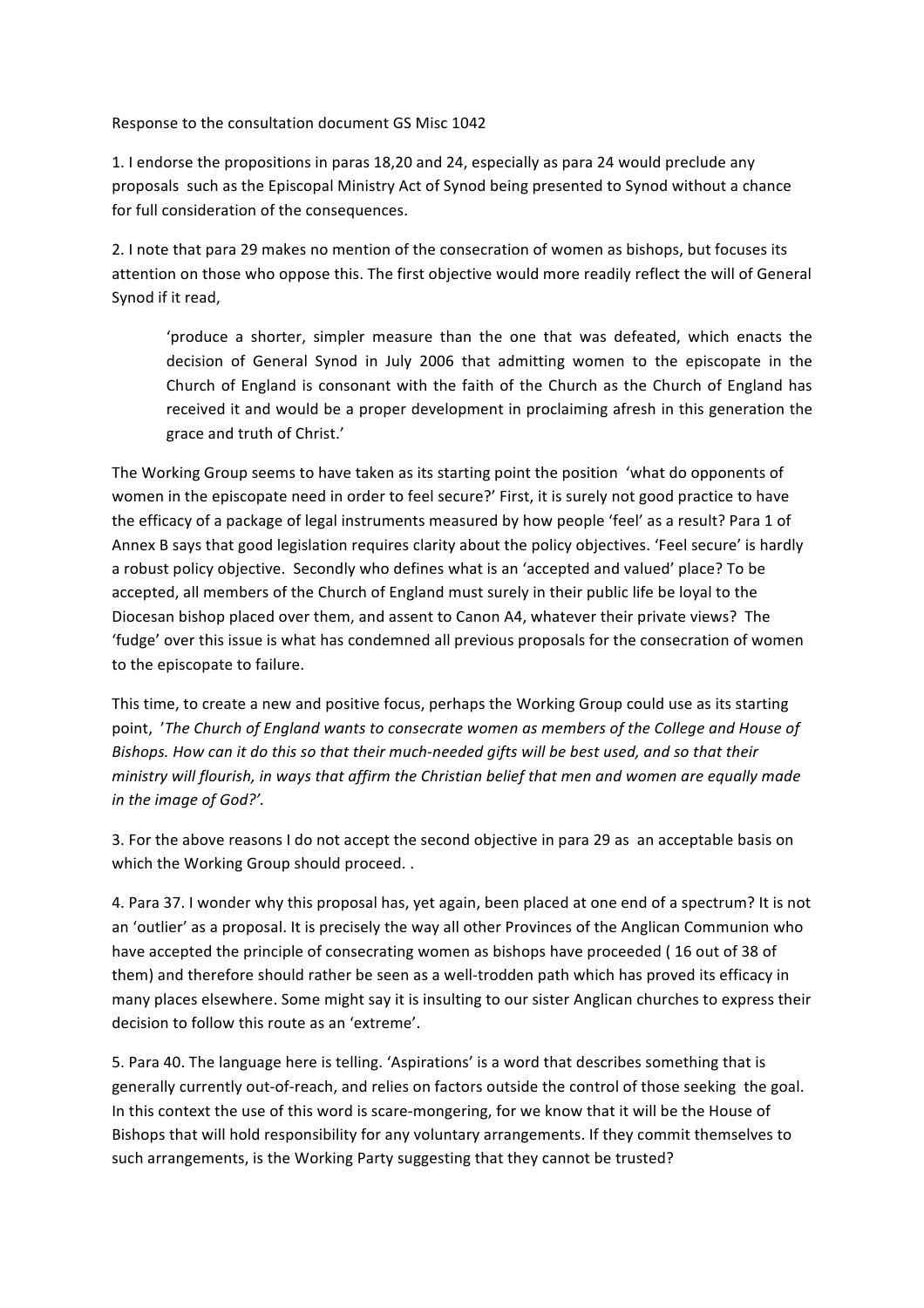Response to the consultation document GS Misc 1042

1. I endorse the propositions in paras 18,20 and 24, especially as para 24 would preclude any proposals such as the Episcopal Ministry Act of Synod being presented to Synod without a chance for full consideration of the consequences.

2. I note that para 29 makes no mention of the consecration of women as bishops, but focuses its attention on those who oppose this. The first objective would more readily reflect the will of General Synod if it read,

> 'produce a shorter, simpler measure than the one that was defeated, which enacts the decision of General Synod in July 2006 that admitting women to the episcopate in the Church of England is consonant with the faith of the Church as the Church of England has received it and would be a proper development in proclaiming afresh in this generation the grace and truth of Christ.'

The Working Group seems to have taken as its starting point the position 'what do opponents of women in the episcopate need in order to feel secure?' First, it is surely not good practice to have the efficacy of a package of legal instruments measured by how people 'feel' as a result? Para 1 of Annex B says that good legislation requires clarity about the policy objectives. 'Feel secure' is hardly a robust policy objective. Secondly who defines what is an 'accepted and valued' place? To be accepted, all members of the Church of England must surely in their public life be loyal to the Diocesan bishop placed over them, and assent to Canon A4, whatever their private views? The 'fudge' over this issue is what has condemned all previous proposals for the consecration of women to the episcopate to failure.

This time, to create a new and positive focus, perhaps the Working Group could use as its starting point, '*The Church of England wants to consecrate women as members of the College and House of Bishops. How can it do this so that their much-needed gifts will be best used, and so that their ministry will flourish, in ways that affirm the Christian belief that men and women are equally made in the image of God?'*.

3. For the above reasons I do not accept the second objective in para 29 as an acceptable basis on which the Working Group should proceed. .

4. Para 37. I wonder why this proposal has, yet again, been placed at one end of a spectrum? It is not an 'outlier' as a proposal. It is precisely the way all other Provinces of the Anglican Communion who have accepted the principle of consecrating women as bishops have proceeded ( 16 out of 38 of them) and therefore should rather be seen as a well-trodden path which has proved its efficacy in many places elsewhere. Some might say it is insulting to our sister Anglican churches to express their decision to follow this route as an 'extreme'.

5. Para 40. The language here is telling. 'Aspirations' is a word that describes something that is generally currently out-of-reach, and relies on factors outside the control of those seeking the goal. In this context the use of this word is scare-mongering, for we know that it will be the House of Bishops that will hold responsibility for any voluntary arrangements. If they commit themselves to such arrangements, is the Working Party suggesting that they cannot be trusted?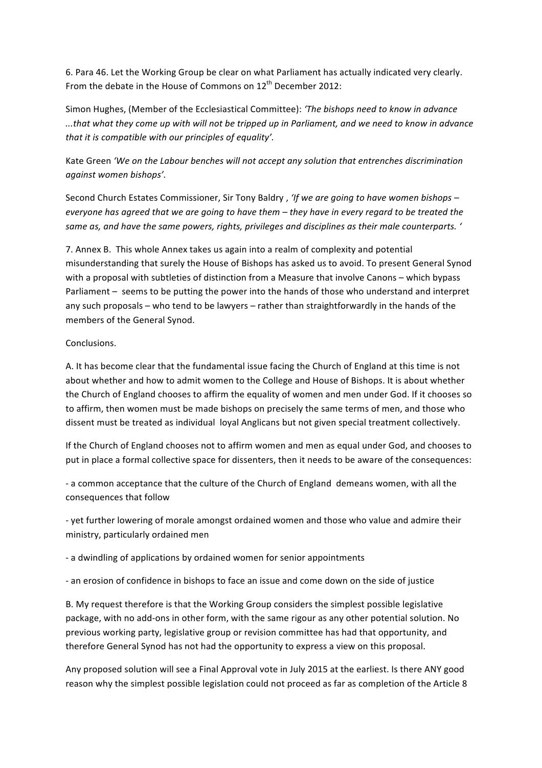6. Para 46. Let the Working Group be clear on what Parliament has actually indicated very clearly. From the debate in the House of Commons on 12th December 2012:

Simon Hughes, (Member of the Ecclesiastical Committee): *'The bishops need to know in advance ...that what they come up with will not be tripped up in Parliament, and we need to know in advance that it is compatible with our principles of equality'*.

Kate Green *'We on the Labour benches will not accept any solution that entrenches discrimination against women bishops'*.

Second Church Estates Commissioner, Sir Tony Baldry , *'If we are going to have women bishops – everyone has agreed that we are going to have them – they have in every regard to be treated the same as, and have the same powers, rights, privileges and disciplines as their male counterparts. '*

7. Annex B. This whole Annex takes us again into a realm of complexity and potential misunderstanding that surely the House of Bishops has asked us to avoid. To present General Synod with a proposal with subtleties of distinction from a Measure that involve Canons – which bypass Parliament – seems to be putting the power into the hands of those who understand and interpret any such proposals – who tend to be lawyers – rather than straightforwardly in the hands of the members of the General Synod.

Conclusions.

A. It has become clear that the fundamental issue facing the Church of England at this time is not about whether and how to admit women to the College and House of Bishops. It is about whether the Church of England chooses to affirm the equality of women and men under God. If it chooses so to affirm, then women must be made bishops on precisely the same terms of men, and those who dissent must be treated as individual loyal Anglicans but not given special treatment collectively.

If the Church of England chooses not to affirm women and men as equal under God, and chooses to put in place a formal collective space for dissenters, then it needs to be aware of the consequences:

- a common acceptance that the culture of the Church of England demeans women, with all the consequences that follow

- yet further lowering of morale amongst ordained women and those who value and admire their ministry, particularly ordained men

- a dwindling of applications by ordained women for senior appointments

- an erosion of confidence in bishops to face an issue and come down on the side of justice

B. My request therefore is that the Working Group considers the simplest possible legislative package, with no add-ons in other form, with the same rigour as any other potential solution. No previous working party, legislative group or revision committee has had that opportunity, and therefore General Synod has not had the opportunity to express a view on this proposal.

Any proposed solution will see a Final Approval vote in July 2015 at the earliest. Is there ANY good reason why the simplest possible legislation could not proceed as far as completion of the Article 8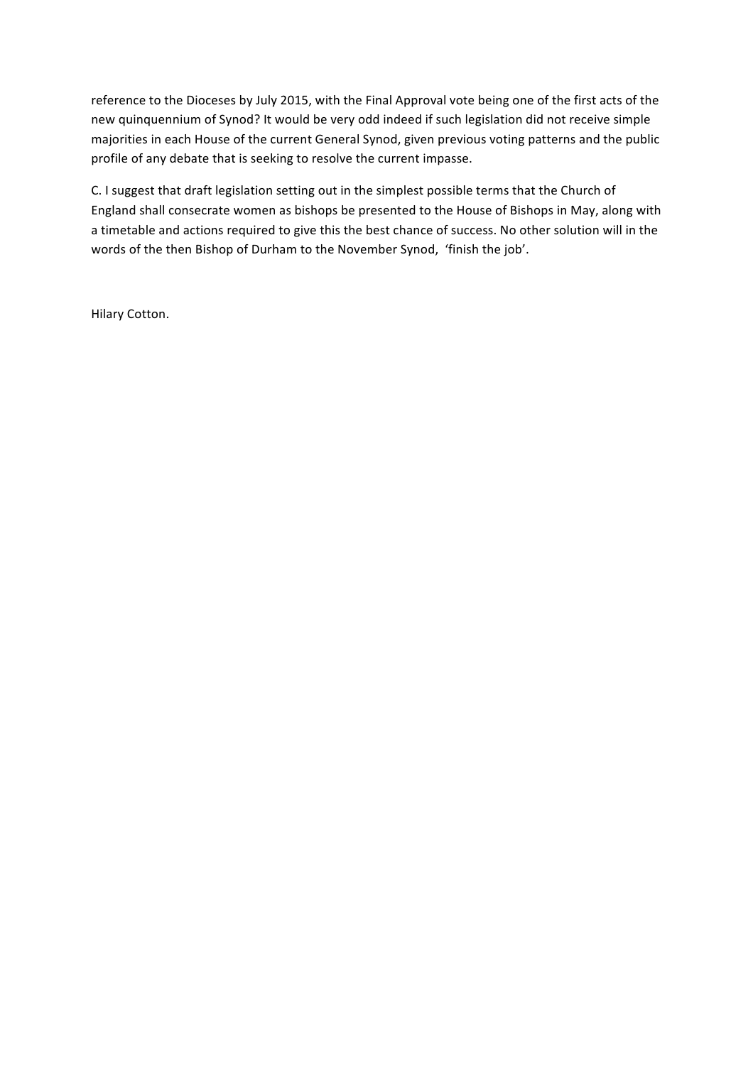reference to the Dioceses by July 2015, with the Final Approval vote being one of the first acts of the new quinquennium of Synod? It would be very odd indeed if such legislation did not receive simple majorities in each House of the current General Synod, given previous voting patterns and the public profile of any debate that is seeking to resolve the current impasse.

C. I suggest that draft legislation setting out in the simplest possible terms that the Church of England shall consecrate women as bishops be presented to the House of Bishops in May, along with a timetable and actions required to give this the best chance of success. No other solution will in the words of the then Bishop of Durham to the November Synod, 'finish the job'.

Hilary Cotton.